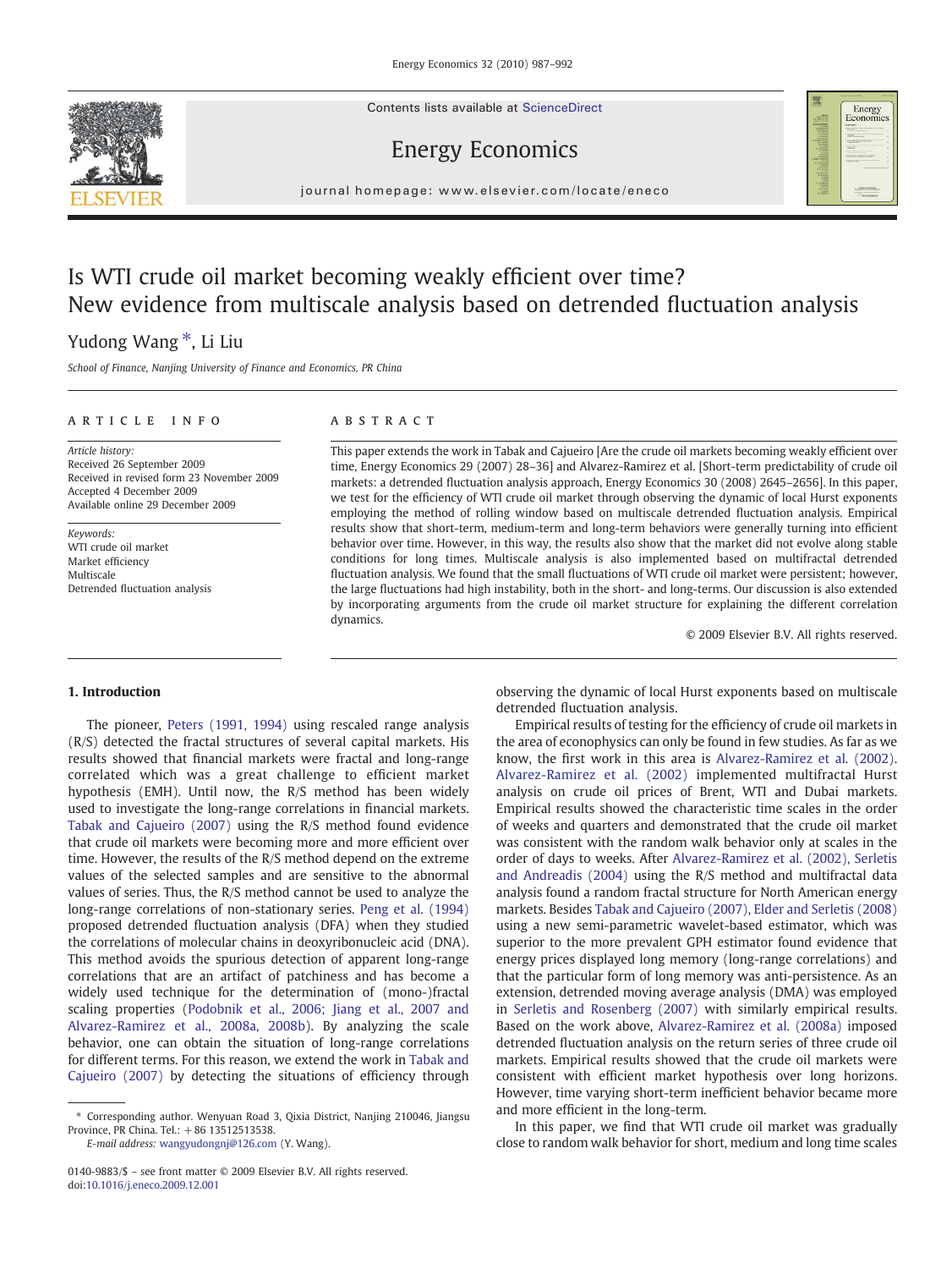Contents lists available at ScienceDirect

# Energy Economics

journal homepage: www.elsevier.com/locate/eneco

# Is WTI crude oil market becoming weakly efficient over time? New evidence from multiscale analysis based on detrended fluctuation analysis

Yudong Wang *, Li Liu

*School of Finance, Nanjing University of Finance and Economics, PR China*

## ARTICLE INFO

*Article history:*
Received 26 September 2009
Received in revised form 23 November 2009
Accepted 4 December 2009
Available online 29 December 2009

*Keywords:*
WTI crude oil market
Market efficiency
Multiscale
Detrended fluctuation analysis

## ABSTRACT

This paper extends the work in Tabak and Cajueiro [Are the crude oil markets becoming weakly efficient over time, Energy Economics 29 (2007) 28–36] and Alvarez-Ramirez et al. [Short-term predictability of crude oil markets: a detrended fluctuation analysis approach, Energy Economics 30 (2008) 2645–2656]. In this paper, we test for the efficiency of WTI crude oil market through observing the dynamic of local Hurst exponents employing the method of rolling window based on multiscale detrended fluctuation analysis. Empirical results show that short-term, medium-term and long-term behaviors were generally turning into efficient behavior over time. However, in this way, the results also show that the market did not evolve along stable conditions for long times. Multiscale analysis is also implemented based on multifractal detrended fluctuation analysis. We found that the small fluctuations of WTI crude oil market were persistent; however, the large fluctuations had high instability, both in the short- and long-terms. Our discussion is also extended by incorporating arguments from the crude oil market structure for explaining the different correlation dynamics.

© 2009 Elsevier B.V. All rights reserved.

## 1. Introduction

The pioneer, Peters (1991, 1994) using rescaled range analysis (R/S) detected the fractal structures of several capital markets. His results showed that financial markets were fractal and long-range correlated which was a great challenge to efficient market hypothesis (EMH). Until now, the R/S method has been widely used to investigate the long-range correlations in financial markets. Tabak and Cajueiro (2007) using the R/S method found evidence that crude oil markets were becoming more and more efficient over time. However, the results of the R/S method depend on the extreme values of the selected samples and are sensitive to the abnormal values of series. Thus, the R/S method cannot be used to analyze the long-range correlations of non-stationary series. Peng et al. (1994) proposed detrended fluctuation analysis (DFA) when they studied the correlations of molecular chains in deoxyribonucleic acid (DNA). This method avoids the spurious detection of apparent long-range correlations that are an artifact of patchiness and has become a widely used technique for the determination of (mono-)fractal scaling properties (Podobnik et al., 2006; Jiang et al., 2007 and Alvarez-Ramirez et al., 2008a, 2008b). By analyzing the scale behavior, one can obtain the situation of long-range correlations for different terms. For this reason, we extend the work in Tabak and Cajueiro (2007) by detecting the situations of efficiency through observing the dynamic of local Hurst exponents based on multiscale detrended fluctuation analysis.

Empirical results of testing for the efficiency of crude oil markets in the area of econophysics can only be found in few studies. As far as we know, the first work in this area is Alvarez-Ramirez et al. (2002). Alvarez-Ramirez et al. (2002) implemented multifractal Hurst analysis on crude oil prices of Brent, WTI and Dubai markets. Empirical results showed the characteristic time scales in the order of weeks and quarters and demonstrated that the crude oil market was consistent with the random walk behavior only at scales in the order of days to weeks. After Alvarez-Ramirez et al. (2002), Serletis and Andreadis (2004) using the R/S method and multifractal data analysis found a random fractal structure for North American energy markets. Besides Tabak and Cajueiro (2007), Elder and Serletis (2008) using a new semi-parametric wavelet-based estimator, which was superior to the more prevalent GPH estimator found evidence that energy prices displayed long memory (long-range correlations) and that the particular form of long memory was anti-persistence. As an extension, detrended moving average analysis (DMA) was employed in Serletis and Rosenberg (2007) with similarly empirical results. Based on the work above, Alvarez-Ramirez et al. (2008a) imposed detrended fluctuation analysis on the return series of three crude oil markets. Empirical results showed that the crude oil markets were consistent with efficient market hypothesis over long horizons. However, time varying short-term inefficient behavior became more and more efficient in the long-term.

In this paper, we find that WTI crude oil market was gradually close to random walk behavior for short, medium and long time scales

* Corresponding author. Wenyuan Road 3, Qixia District, Nanjing 210046, Jiangsu Province, PR China. Tel.: +86 13512513538.
*E-mail address:* wangyudongnj@126.com (Y. Wang).

0140-9883/$ – see front matter © 2009 Elsevier B.V. All rights reserved.
doi:10.1016/j.eneco.2009.12.001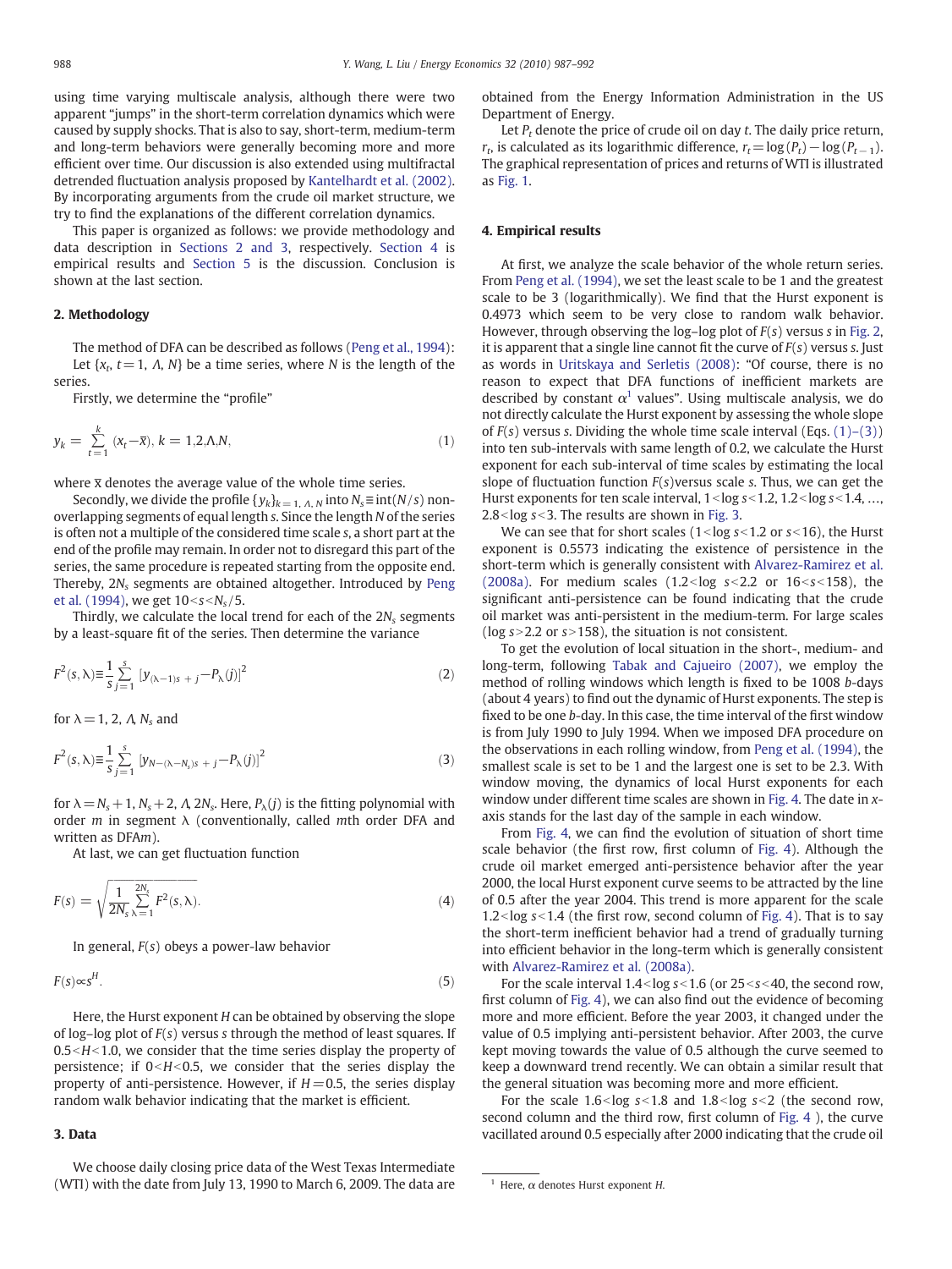using time varying multiscale analysis, although there were two apparent "jumps" in the short-term correlation dynamics which were caused by supply shocks. That is also to say, short-term, medium-term and long-term behaviors were generally becoming more and more efficient over time. Our discussion is also extended using multifractal detrended fluctuation analysis proposed by Kantelhardt et al. (2002). By incorporating arguments from the crude oil market structure, we try to find the explanations of the different correlation dynamics.

This paper is organized as follows: we provide methodology and data description in Sections 2 and 3, respectively. Section 4 is empirical results and Section 5 is the discussion. Conclusion is shown at the last section.

## 2. Methodology

The method of DFA can be described as follows (Peng et al., 1994): Let $\{x_t, t = 1, \Lambda, N\}$ be a time series, where $N$ is the length of the series.

Firstly, we determine the "profile"

$$y_k = \sum_{t=1}^{k} (x_t - \bar{x}), \; k = 1,2,\Lambda,N, \tag{1}$$

where $\bar{x}$ denotes the average value of the whole time series.

Secondly, we divide the profile $\{y_k\}_{k=1,\Lambda,N}$ into $N_s \equiv \text{int}(N/s)$ non-overlapping segments of equal length $s$. Since the length $N$ of the series is often not a multiple of the considered time scale $s$, a short part at the end of the profile may remain. In order not to disregard this part of the series, the same procedure is repeated starting from the opposite end. Thereby, $2N_s$ segments are obtained altogether. Introduced by Peng et al. (1994), we get $10 < s < N_s/5$.

Thirdly, we calculate the local trend for each of the $2N_s$ segments by a least-square fit of the series. Then determine the variance

$$F^2(s,\lambda) \equiv \frac{1}{s}\sum_{j=1}^{s} \left[y_{(\lambda-1)s+j} - P_\lambda(j)\right]^2 \tag{2}$$

for $\lambda = 1, 2, \Lambda, N_s$ and

$$F^2(s,\lambda) \equiv \frac{1}{s}\sum_{j=1}^{s} \left[y_{N-(\lambda-N_s)s+j} - P_\lambda(j)\right]^2 \tag{3}$$

for $\lambda = N_s+1, N_s+2, \Lambda, 2N_s$. Here, $P_\lambda(j)$ is the fitting polynomial with order $m$ in segment $\lambda$ (conventionally, called $m$th order DFA and written as DFA$m$).

At last, we can get fluctuation function

$$F(s) = \sqrt{\frac{1}{2N_s}\sum_{\lambda=1}^{2N_s} F^2(s,\lambda)}. \tag{4}$$

In general, $F(s)$ obeys a power-law behavior

$$F(s) \propto s^H. \tag{5}$$

Here, the Hurst exponent $H$ can be obtained by observing the slope of log–log plot of $F(s)$ versus $s$ through the method of least squares. If $0.5 < H < 1.0$, we consider that the time series display the property of persistence; if $0 < H < 0.5$, we consider that the series display the property of anti-persistence. However, if $H = 0.5$, the series display random walk behavior indicating that the market is efficient.

## 3. Data

We choose daily closing price data of the West Texas Intermediate (WTI) with the date from July 13, 1990 to March 6, 2009. The data are obtained from the Energy Information Administration in the US Department of Energy.

Let $P_t$ denote the price of crude oil on day $t$. The daily price return, $r_t$, is calculated as its logarithmic difference, $r_t = \log(P_t) - \log(P_{t-1})$. The graphical representation of prices and returns of WTI is illustrated as Fig. 1.

## 4. Empirical results

At first, we analyze the scale behavior of the whole return series. From Peng et al. (1994), we set the least scale to be 1 and the greatest scale to be 3 (logarithmically). We find that the Hurst exponent is 0.4973 which seem to be very close to random walk behavior. However, through observing the log–log plot of $F(s)$ versus $s$ in Fig. 2, it is apparent that a single line cannot fit the curve of $F(s)$ versus $s$. Just as words in Uritskaya and Serletis (2008): "Of course, there is no reason to expect that DFA functions of inefficient markets are described by constant $\alpha$[1] values". Using multiscale analysis, we do not directly calculate the Hurst exponent by assessing the whole slope of $F(s)$ versus $s$. Dividing the whole time scale interval (Eqs. (1)–(3)) into ten sub-intervals with same length of 0.2, we calculate the Hurst exponent for each sub-interval of time scales by estimating the local slope of fluctuation function $F(s)$versus scale $s$. Thus, we can get the Hurst exponents for ten scale interval, $1 < \log s < 1.2$, $1.2 < \log s < 1.4$, …, $2.8 < \log s < 3$. The results are shown in Fig. 3.

We can see that for short scales ($1 < \log s < 1.2$ or $s < 16$), the Hurst exponent is 0.5573 indicating the existence of persistence in the short-term which is generally consistent with Alvarez-Ramirez et al. (2008a). For medium scales ($1.2 < \log s < 2.2$ or $16 < s < 158$), the significant anti-persistence can be found indicating that the crude oil market was anti-persistent in the medium-term. For large scales ($\log s > 2.2$ or $s > 158$), the situation is not consistent.

To get the evolution of local situation in the short-, medium- and long-term, following Tabak and Cajueiro (2007), we employ the method of rolling windows which length is fixed to be 1008 *b*-days (about 4 years) to find out the dynamic of Hurst exponents. The step is fixed to be one *b*-day. In this case, the time interval of the first window is from July 1990 to July 1994. When we imposed DFA procedure on the observations in each rolling window, from Peng et al. (1994), the smallest scale is set to be 1 and the largest one is set to be 2.3. With window moving, the dynamics of local Hurst exponents for each window under different time scales are shown in Fig. 4. The date in *x*-axis stands for the last day of the sample in each window.

From Fig. 4, we can find the evolution of situation of short time scale behavior (the first row, first column of Fig. 4). Although the crude oil market emerged anti-persistence behavior after the year 2000, the local Hurst exponent curve seems to be attracted by the line of 0.5 after the year 2004. This trend is more apparent for the scale $1.2 < \log s < 1.4$ (the first row, second column of Fig. 4). That is to say the short-term inefficient behavior had a trend of gradually turning into efficient behavior in the long-term which is generally consistent with Alvarez-Ramirez et al. (2008a).

For the scale interval $1.4 < \log s < 1.6$ (or $25 < s < 40$, the second row, first column of Fig. 4), we can also find out the evidence of becoming more and more efficient. Before the year 2003, it changed under the value of 0.5 implying anti-persistent behavior. After 2003, the curve kept moving towards the value of 0.5 although the curve seemed to keep a downward trend recently. We can obtain a similar result that the general situation was becoming more and more efficient.

For the scale $1.6 < \log s < 1.8$ and $1.8 < \log s < 2$ (the second row, second column and the third row, first column of Fig. 4 ), the curve vacillated around 0.5 especially after 2000 indicating that the crude oil

[1] Here, $\alpha$ denotes Hurst exponent $H$.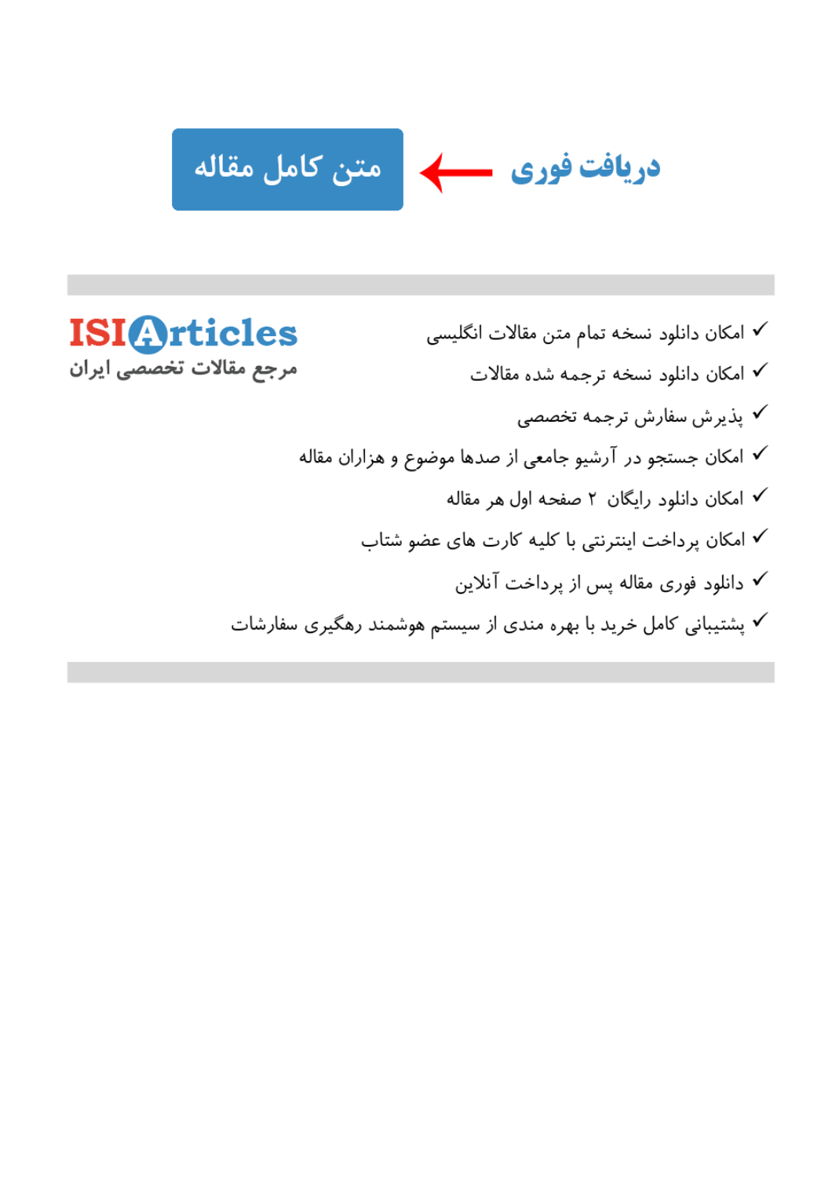دریافت فوری ← متن کامل مقاله

**ISIArticles**
مرجع مقالات تخصصی ایران

- ✓ امکان دانلود نسخه تمام متن مقالات انگلیسی
- ✓ امکان دانلود نسخه ترجمه شده مقالات
- ✓ پذیرش سفارش ترجمه تخصصی
- ✓ امکان جستجو در آرشیو جامعی از صدها موضوع و هزاران مقاله
- ✓ امکان دانلود رایگان ۲ صفحه اول هر مقاله
- ✓ امکان پرداخت اینترنتی با کلیه کارت های عضو شتاب
- ✓ دانلود فوری مقاله پس از پرداخت آنلاین
- ✓ پشتیبانی کامل خرید با بهره مندی از سیستم هوشمند رهگیری سفارشات